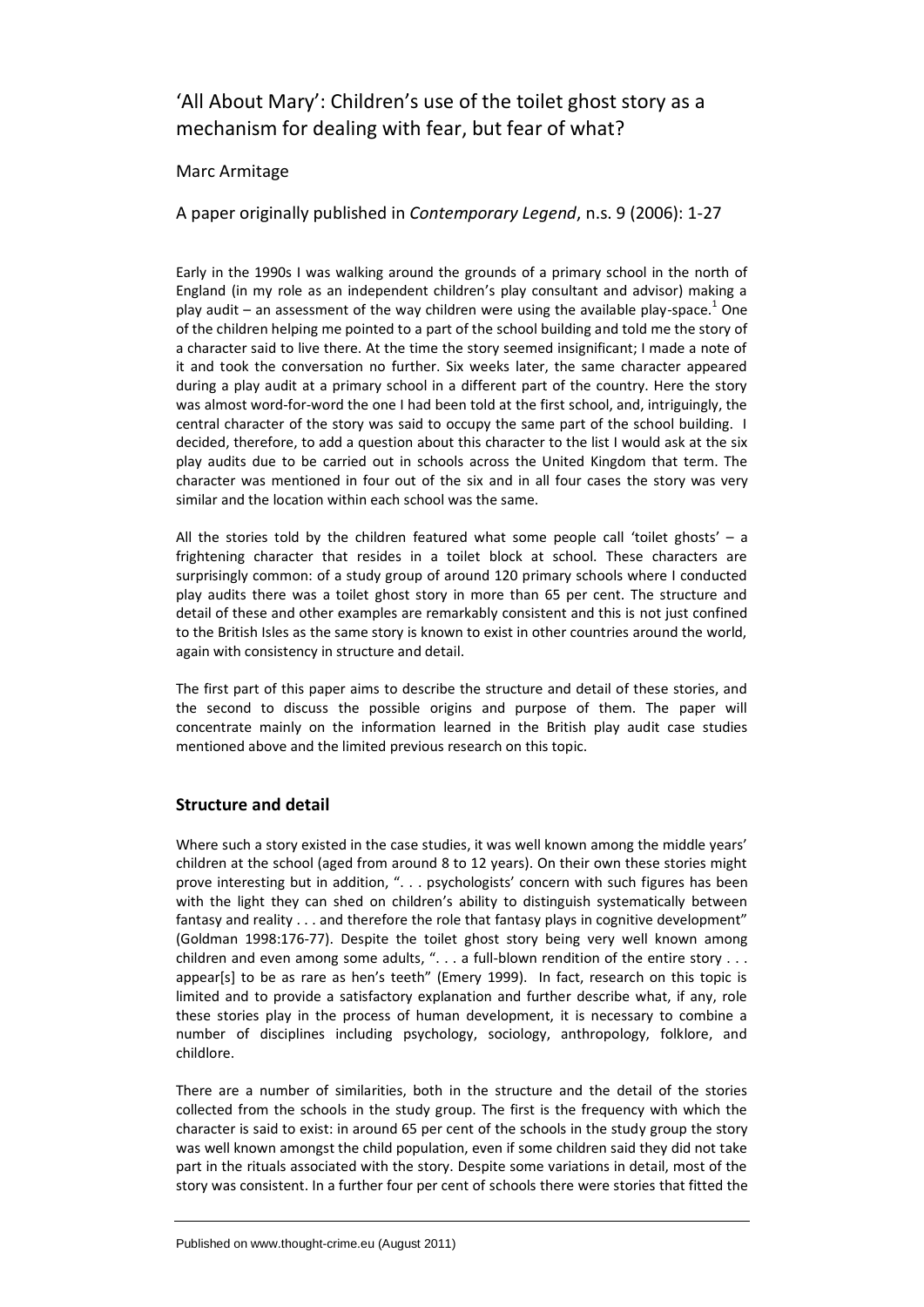# 'All About Mary': Children's use of the toilet ghost story as a mechanism for dealing with fear, but fear of what?

Marc Armitage

A paper originally published in *Contemporary Legend*, n.s. 9 (2006): 1-27

Early in the 1990s I was walking around the grounds of a primary school in the north of England (in my role as an independent children's play consultant and advisor) making a play audit – an assessment of the way children were using the available play-space.[1] One of the children helping me pointed to a part of the school building and told me the story of a character said to live there. At the time the story seemed insignificant; I made a note of it and took the conversation no further. Six weeks later, the same character appeared during a play audit at a primary school in a different part of the country. Here the story was almost word-for-word the one I had been told at the first school, and, intriguingly, the central character of the story was said to occupy the same part of the school building. I decided, therefore, to add a question about this character to the list I would ask at the six play audits due to be carried out in schools across the United Kingdom that term. The character was mentioned in four out of the six and in all four cases the story was very similar and the location within each school was the same.

All the stories told by the children featured what some people call 'toilet ghosts' – a frightening character that resides in a toilet block at school. These characters are surprisingly common: of a study group of around 120 primary schools where I conducted play audits there was a toilet ghost story in more than 65 per cent. The structure and detail of these and other examples are remarkably consistent and this is not just confined to the British Isles as the same story is known to exist in other countries around the world, again with consistency in structure and detail.

The first part of this paper aims to describe the structure and detail of these stories, and the second to discuss the possible origins and purpose of them. The paper will concentrate mainly on the information learned in the British play audit case studies mentioned above and the limited previous research on this topic.

## Structure and detail

Where such a story existed in the case studies, it was well known among the middle years' children at the school (aged from around 8 to 12 years). On their own these stories might prove interesting but in addition, ". . . psychologists' concern with such figures has been with the light they can shed on children's ability to distinguish systematically between fantasy and reality . . . and therefore the role that fantasy plays in cognitive development" (Goldman 1998:176-77). Despite the toilet ghost story being very well known among children and even among some adults, ". . . a full-blown rendition of the entire story . . . appear[s] to be as rare as hen's teeth" (Emery 1999). In fact, research on this topic is limited and to provide a satisfactory explanation and further describe what, if any, role these stories play in the process of human development, it is necessary to combine a number of disciplines including psychology, sociology, anthropology, folklore, and childlore.

There are a number of similarities, both in the structure and the detail of the stories collected from the schools in the study group. The first is the frequency with which the character is said to exist: in around 65 per cent of the schools in the study group the story was well known amongst the child population, even if some children said they did not take part in the rituals associated with the story. Despite some variations in detail, most of the story was consistent. In a further four per cent of schools there were stories that fitted the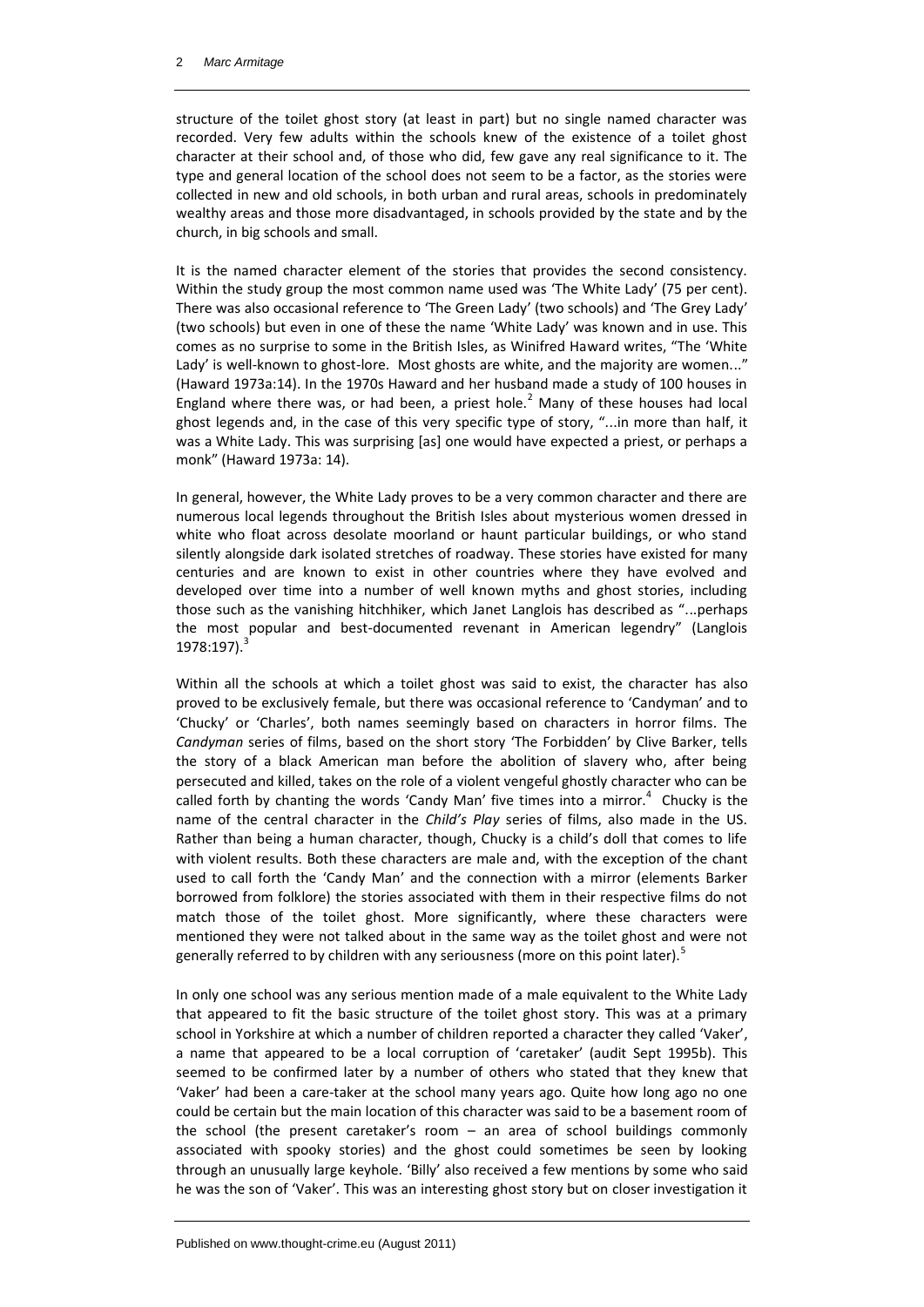structure of the toilet ghost story (at least in part) but no single named character was recorded. Very few adults within the schools knew of the existence of a toilet ghost character at their school and, of those who did, few gave any real significance to it. The type and general location of the school does not seem to be a factor, as the stories were collected in new and old schools, in both urban and rural areas, schools in predominately wealthy areas and those more disadvantaged, in schools provided by the state and by the church, in big schools and small.

It is the named character element of the stories that provides the second consistency. Within the study group the most common name used was 'The White Lady' (75 per cent). There was also occasional reference to 'The Green Lady' (two schools) and 'The Grey Lady' (two schools) but even in one of these the name 'White Lady' was known and in use. This comes as no surprise to some in the British Isles, as Winifred Haward writes, "The 'White Lady' is well-known to ghost-lore. Most ghosts are white, and the majority are women..." (Haward 1973a:14). In the 1970s Haward and her husband made a study of 100 houses in England where there was, or had been, a priest hole.[2] Many of these houses had local ghost legends and, in the case of this very specific type of story, "...in more than half, it was a White Lady. This was surprising [as] one would have expected a priest, or perhaps a monk" (Haward 1973a: 14).

In general, however, the White Lady proves to be a very common character and there are numerous local legends throughout the British Isles about mysterious women dressed in white who float across desolate moorland or haunt particular buildings, or who stand silently alongside dark isolated stretches of roadway. These stories have existed for many centuries and are known to exist in other countries where they have evolved and developed over time into a number of well known myths and ghost stories, including those such as the vanishing hitchhiker, which Janet Langlois has described as "...perhaps the most popular and best-documented revenant in American legendry" (Langlois 1978:197).[3]

Within all the schools at which a toilet ghost was said to exist, the character has also proved to be exclusively female, but there was occasional reference to 'Candyman' and to 'Chucky' or 'Charles', both names seemingly based on characters in horror films. The *Candyman* series of films, based on the short story 'The Forbidden' by Clive Barker, tells the story of a black American man before the abolition of slavery who, after being persecuted and killed, takes on the role of a violent vengeful ghostly character who can be called forth by chanting the words 'Candy Man' five times into a mirror.[4] Chucky is the name of the central character in the *Child's Play* series of films, also made in the US. Rather than being a human character, though, Chucky is a child's doll that comes to life with violent results. Both these characters are male and, with the exception of the chant used to call forth the 'Candy Man' and the connection with a mirror (elements Barker borrowed from folklore) the stories associated with them in their respective films do not match those of the toilet ghost. More significantly, where these characters were mentioned they were not talked about in the same way as the toilet ghost and were not generally referred to by children with any seriousness (more on this point later).[5]

In only one school was any serious mention made of a male equivalent to the White Lady that appeared to fit the basic structure of the toilet ghost story. This was at a primary school in Yorkshire at which a number of children reported a character they called 'Vaker', a name that appeared to be a local corruption of 'caretaker' (audit Sept 1995b). This seemed to be confirmed later by a number of others who stated that they knew that 'Vaker' had been a care-taker at the school many years ago. Quite how long ago no one could be certain but the main location of this character was said to be a basement room of the school (the present caretaker's room – an area of school buildings commonly associated with spooky stories) and the ghost could sometimes be seen by looking through an unusually large keyhole. 'Billy' also received a few mentions by some who said he was the son of 'Vaker'. This was an interesting ghost story but on closer investigation it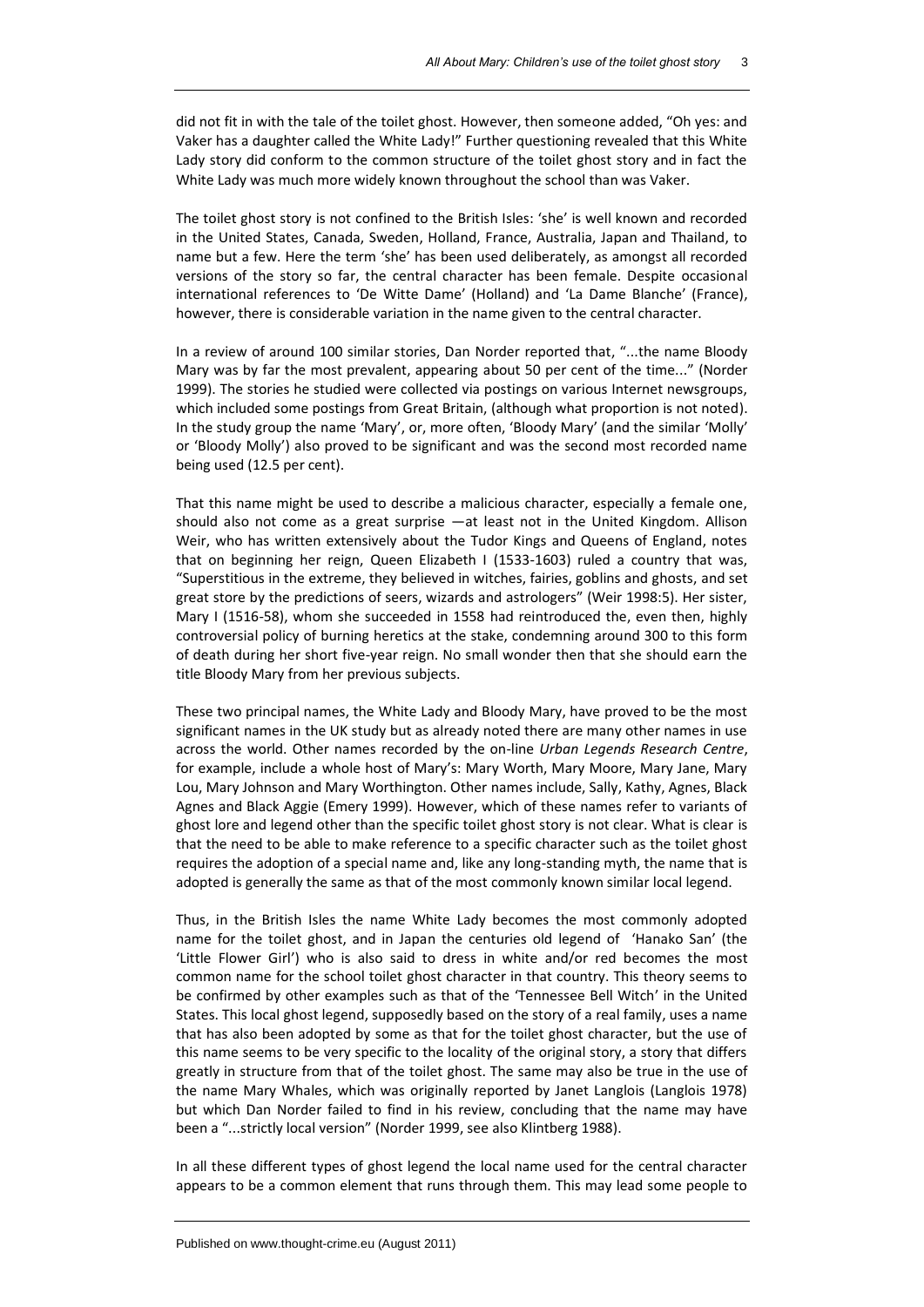did not fit in with the tale of the toilet ghost. However, then someone added, "Oh yes: and Vaker has a daughter called the White Lady!" Further questioning revealed that this White Lady story did conform to the common structure of the toilet ghost story and in fact the White Lady was much more widely known throughout the school than was Vaker.

The toilet ghost story is not confined to the British Isles: 'she' is well known and recorded in the United States, Canada, Sweden, Holland, France, Australia, Japan and Thailand, to name but a few. Here the term 'she' has been used deliberately, as amongst all recorded versions of the story so far, the central character has been female. Despite occasional international references to 'De Witte Dame' (Holland) and 'La Dame Blanche' (France), however, there is considerable variation in the name given to the central character.

In a review of around 100 similar stories, Dan Norder reported that, "...the name Bloody Mary was by far the most prevalent, appearing about 50 per cent of the time..." (Norder 1999). The stories he studied were collected via postings on various Internet newsgroups, which included some postings from Great Britain, (although what proportion is not noted). In the study group the name 'Mary', or, more often, 'Bloody Mary' (and the similar 'Molly' or 'Bloody Molly') also proved to be significant and was the second most recorded name being used (12.5 per cent).

That this name might be used to describe a malicious character, especially a female one, should also not come as a great surprise —at least not in the United Kingdom. Allison Weir, who has written extensively about the Tudor Kings and Queens of England, notes that on beginning her reign, Queen Elizabeth I (1533-1603) ruled a country that was, "Superstitious in the extreme, they believed in witches, fairies, goblins and ghosts, and set great store by the predictions of seers, wizards and astrologers" (Weir 1998:5). Her sister, Mary I (1516-58), whom she succeeded in 1558 had reintroduced the, even then, highly controversial policy of burning heretics at the stake, condemning around 300 to this form of death during her short five-year reign. No small wonder then that she should earn the title Bloody Mary from her previous subjects.

These two principal names, the White Lady and Bloody Mary, have proved to be the most significant names in the UK study but as already noted there are many other names in use across the world. Other names recorded by the on-line *Urban Legends Research Centre*, for example, include a whole host of Mary's: Mary Worth, Mary Moore, Mary Jane, Mary Lou, Mary Johnson and Mary Worthington. Other names include, Sally, Kathy, Agnes, Black Agnes and Black Aggie (Emery 1999). However, which of these names refer to variants of ghost lore and legend other than the specific toilet ghost story is not clear. What is clear is that the need to be able to make reference to a specific character such as the toilet ghost requires the adoption of a special name and, like any long-standing myth, the name that is adopted is generally the same as that of the most commonly known similar local legend.

Thus, in the British Isles the name White Lady becomes the most commonly adopted name for the toilet ghost, and in Japan the centuries old legend of 'Hanako San' (the 'Little Flower Girl') who is also said to dress in white and/or red becomes the most common name for the school toilet ghost character in that country. This theory seems to be confirmed by other examples such as that of the 'Tennessee Bell Witch' in the United States. This local ghost legend, supposedly based on the story of a real family, uses a name that has also been adopted by some as that for the toilet ghost character, but the use of this name seems to be very specific to the locality of the original story, a story that differs greatly in structure from that of the toilet ghost. The same may also be true in the use of the name Mary Whales, which was originally reported by Janet Langlois (Langlois 1978) but which Dan Norder failed to find in his review, concluding that the name may have been a "...strictly local version" (Norder 1999, see also Klintberg 1988).

In all these different types of ghost legend the local name used for the central character appears to be a common element that runs through them. This may lead some people to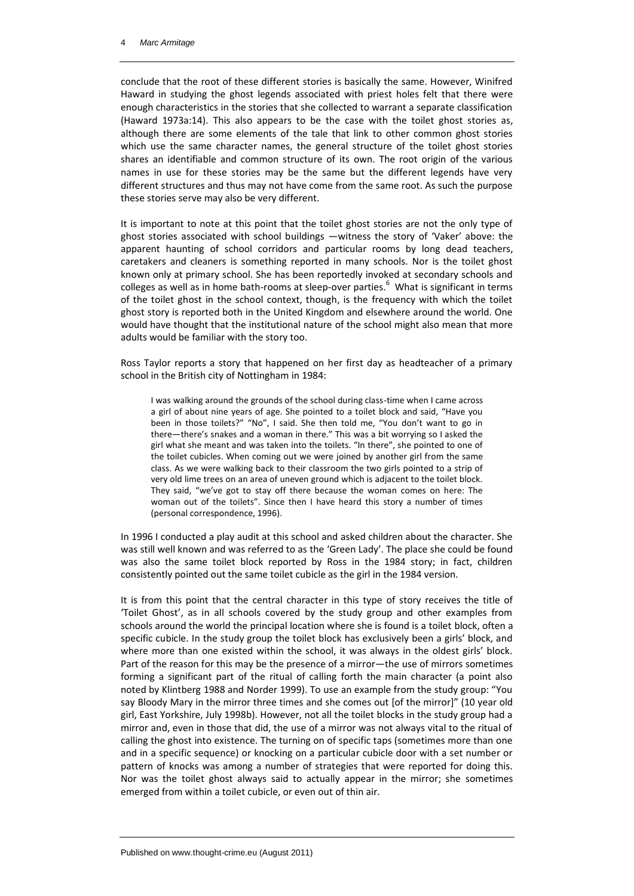conclude that the root of these different stories is basically the same. However, Winifred Haward in studying the ghost legends associated with priest holes felt that there were enough characteristics in the stories that she collected to warrant a separate classification (Haward 1973a:14). This also appears to be the case with the toilet ghost stories as, although there are some elements of the tale that link to other common ghost stories which use the same character names, the general structure of the toilet ghost stories shares an identifiable and common structure of its own. The root origin of the various names in use for these stories may be the same but the different legends have very different structures and thus may not have come from the same root. As such the purpose these stories serve may also be very different.

It is important to note at this point that the toilet ghost stories are not the only type of ghost stories associated with school buildings —witness the story of 'Vaker' above: the apparent haunting of school corridors and particular rooms by long dead teachers, caretakers and cleaners is something reported in many schools. Nor is the toilet ghost known only at primary school. She has been reportedly invoked at secondary schools and colleges as well as in home bath-rooms at sleep-over parties.[6] What is significant in terms of the toilet ghost in the school context, though, is the frequency with which the toilet ghost story is reported both in the United Kingdom and elsewhere around the world. One would have thought that the institutional nature of the school might also mean that more adults would be familiar with the story too.

Ross Taylor reports a story that happened on her first day as headteacher of a primary school in the British city of Nottingham in 1984:

> I was walking around the grounds of the school during class-time when I came across a girl of about nine years of age. She pointed to a toilet block and said, "Have you been in those toilets?" "No", I said. She then told me, "You don't want to go in there—there's snakes and a woman in there." This was a bit worrying so I asked the girl what she meant and was taken into the toilets. "In there", she pointed to one of the toilet cubicles. When coming out we were joined by another girl from the same class. As we were walking back to their classroom the two girls pointed to a strip of very old lime trees on an area of uneven ground which is adjacent to the toilet block. They said, "we've got to stay off there because the woman comes on here: The woman out of the toilets". Since then I have heard this story a number of times (personal correspondence, 1996).

In 1996 I conducted a play audit at this school and asked children about the character. She was still well known and was referred to as the 'Green Lady'. The place she could be found was also the same toilet block reported by Ross in the 1984 story; in fact, children consistently pointed out the same toilet cubicle as the girl in the 1984 version.

It is from this point that the central character in this type of story receives the title of 'Toilet Ghost', as in all schools covered by the study group and other examples from schools around the world the principal location where she is found is a toilet block, often a specific cubicle. In the study group the toilet block has exclusively been a girls' block, and where more than one existed within the school, it was always in the oldest girls' block. Part of the reason for this may be the presence of a mirror—the use of mirrors sometimes forming a significant part of the ritual of calling forth the main character (a point also noted by Klintberg 1988 and Norder 1999). To use an example from the study group: "You say Bloody Mary in the mirror three times and she comes out [of the mirror]" (10 year old girl, East Yorkshire, July 1998b). However, not all the toilet blocks in the study group had a mirror and, even in those that did, the use of a mirror was not always vital to the ritual of calling the ghost into existence. The turning on of specific taps (sometimes more than one and in a specific sequence) or knocking on a particular cubicle door with a set number or pattern of knocks was among a number of strategies that were reported for doing this. Nor was the toilet ghost always said to actually appear in the mirror; she sometimes emerged from within a toilet cubicle, or even out of thin air.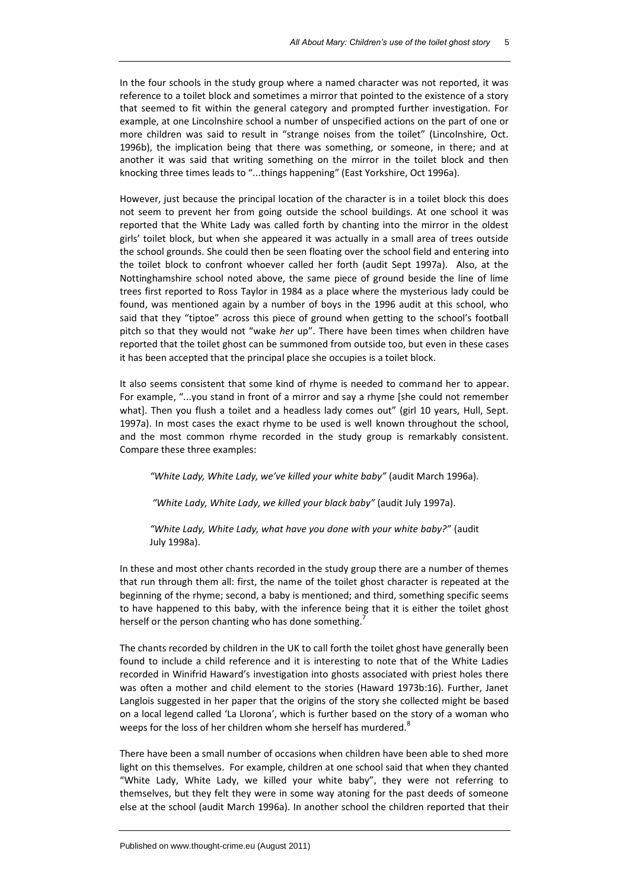In the four schools in the study group where a named character was not reported, it was reference to a toilet block and sometimes a mirror that pointed to the existence of a story that seemed to fit within the general category and prompted further investigation. For example, at one Lincolnshire school a number of unspecified actions on the part of one or more children was said to result in "strange noises from the toilet" (Lincolnshire, Oct. 1996b), the implication being that there was something, or someone, in there; and at another it was said that writing something on the mirror in the toilet block and then knocking three times leads to "...things happening" (East Yorkshire, Oct 1996a).

However, just because the principal location of the character is in a toilet block this does not seem to prevent her from going outside the school buildings. At one school it was reported that the White Lady was called forth by chanting into the mirror in the oldest girls' toilet block, but when she appeared it was actually in a small area of trees outside the school grounds. She could then be seen floating over the school field and entering into the toilet block to confront whoever called her forth (audit Sept 1997a). Also, at the Nottinghamshire school noted above, the same piece of ground beside the line of lime trees first reported to Ross Taylor in 1984 as a place where the mysterious lady could be found, was mentioned again by a number of boys in the 1996 audit at this school, who said that they "tiptoe" across this piece of ground when getting to the school's football pitch so that they would not "wake *her* up". There have been times when children have reported that the toilet ghost can be summoned from outside too, but even in these cases it has been accepted that the principal place she occupies is a toilet block.

It also seems consistent that some kind of rhyme is needed to command her to appear. For example, "...you stand in front of a mirror and say a rhyme [she could not remember what]. Then you flush a toilet and a headless lady comes out" (girl 10 years, Hull, Sept. 1997a). In most cases the exact rhyme to be used is well known throughout the school, and the most common rhyme recorded in the study group is remarkably consistent. Compare these three examples:

> *"White Lady, White Lady, we've killed your white baby"* (audit March 1996a).
>
> *"White Lady, White Lady, we killed your black baby"* (audit July 1997a).
>
> *"White Lady, White Lady, what have you done with your white baby?"* (audit July 1998a).

In these and most other chants recorded in the study group there are a number of themes that run through them all: first, the name of the toilet ghost character is repeated at the beginning of the rhyme; second, a baby is mentioned; and third, something specific seems to have happened to this baby, with the inference being that it is either the toilet ghost herself or the person chanting who has done something.[7]

The chants recorded by children in the UK to call forth the toilet ghost have generally been found to include a child reference and it is interesting to note that of the White Ladies recorded in Winifrid Haward's investigation into ghosts associated with priest holes there was often a mother and child element to the stories (Haward 1973b:16). Further, Janet Langlois suggested in her paper that the origins of the story she collected might be based on a local legend called 'La Llorona', which is further based on the story of a woman who weeps for the loss of her children whom she herself has murdered.[8]

There have been a small number of occasions when children have been able to shed more light on this themselves. For example, children at one school said that when they chanted "White Lady, White Lady, we killed your white baby", they were not referring to themselves, but they felt they were in some way atoning for the past deeds of someone else at the school (audit March 1996a). In another school the children reported that their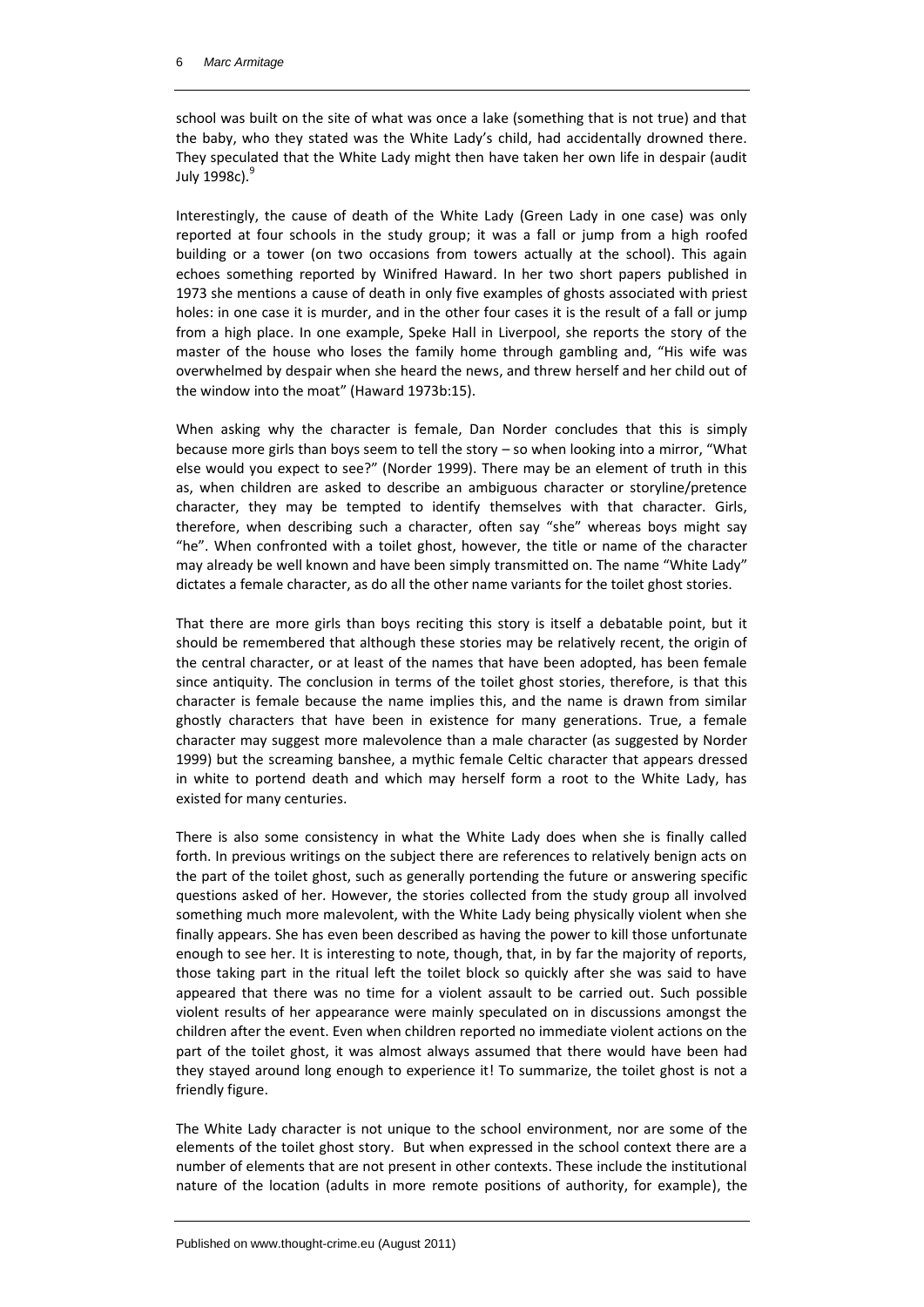school was built on the site of what was once a lake (something that is not true) and that the baby, who they stated was the White Lady's child, had accidentally drowned there. They speculated that the White Lady might then have taken her own life in despair (audit July 1998c).[9]

Interestingly, the cause of death of the White Lady (Green Lady in one case) was only reported at four schools in the study group; it was a fall or jump from a high roofed building or a tower (on two occasions from towers actually at the school). This again echoes something reported by Winifred Haward. In her two short papers published in 1973 she mentions a cause of death in only five examples of ghosts associated with priest holes: in one case it is murder, and in the other four cases it is the result of a fall or jump from a high place. In one example, Speke Hall in Liverpool, she reports the story of the master of the house who loses the family home through gambling and, "His wife was overwhelmed by despair when she heard the news, and threw herself and her child out of the window into the moat" (Haward 1973b:15).

When asking why the character is female, Dan Norder concludes that this is simply because more girls than boys seem to tell the story – so when looking into a mirror, "What else would you expect to see?" (Norder 1999). There may be an element of truth in this as, when children are asked to describe an ambiguous character or storyline/pretence character, they may be tempted to identify themselves with that character. Girls, therefore, when describing such a character, often say "she" whereas boys might say "he". When confronted with a toilet ghost, however, the title or name of the character may already be well known and have been simply transmitted on. The name "White Lady" dictates a female character, as do all the other name variants for the toilet ghost stories.

That there are more girls than boys reciting this story is itself a debatable point, but it should be remembered that although these stories may be relatively recent, the origin of the central character, or at least of the names that have been adopted, has been female since antiquity. The conclusion in terms of the toilet ghost stories, therefore, is that this character is female because the name implies this, and the name is drawn from similar ghostly characters that have been in existence for many generations. True, a female character may suggest more malevolence than a male character (as suggested by Norder 1999) but the screaming banshee, a mythic female Celtic character that appears dressed in white to portend death and which may herself form a root to the White Lady, has existed for many centuries.

There is also some consistency in what the White Lady does when she is finally called forth. In previous writings on the subject there are references to relatively benign acts on the part of the toilet ghost, such as generally portending the future or answering specific questions asked of her. However, the stories collected from the study group all involved something much more malevolent, with the White Lady being physically violent when she finally appears. She has even been described as having the power to kill those unfortunate enough to see her. It is interesting to note, though, that, in by far the majority of reports, those taking part in the ritual left the toilet block so quickly after she was said to have appeared that there was no time for a violent assault to be carried out. Such possible violent results of her appearance were mainly speculated on in discussions amongst the children after the event. Even when children reported no immediate violent actions on the part of the toilet ghost, it was almost always assumed that there would have been had they stayed around long enough to experience it! To summarize, the toilet ghost is not a friendly figure.

The White Lady character is not unique to the school environment, nor are some of the elements of the toilet ghost story. But when expressed in the school context there are a number of elements that are not present in other contexts. These include the institutional nature of the location (adults in more remote positions of authority, for example), the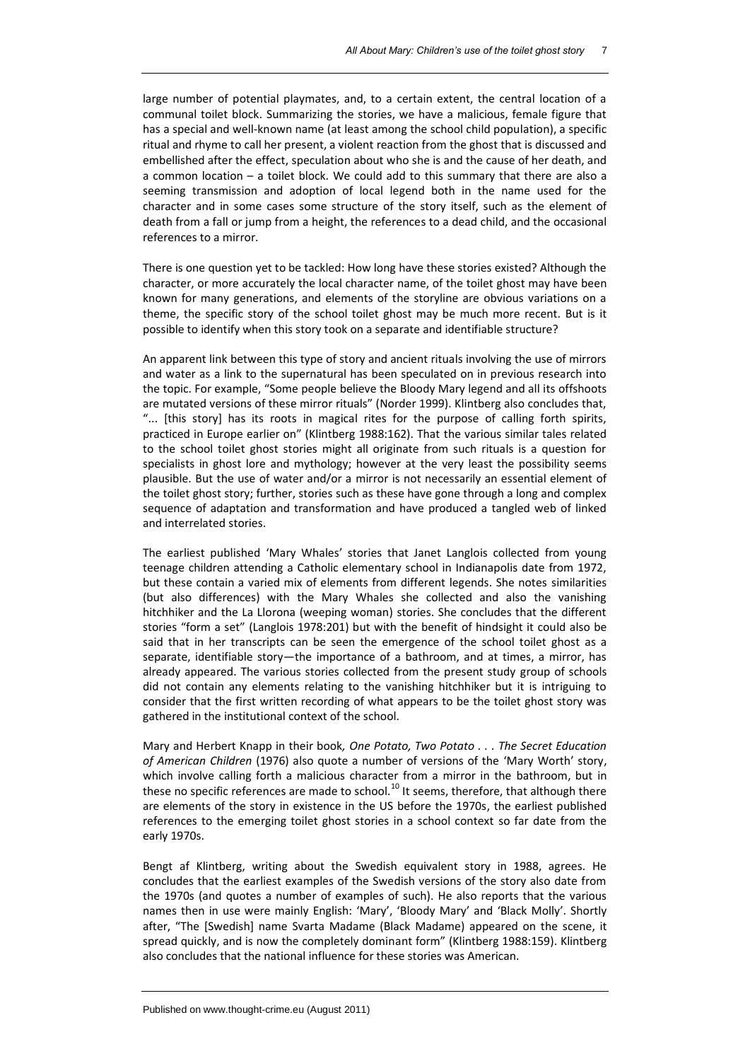large number of potential playmates, and, to a certain extent, the central location of a communal toilet block. Summarizing the stories, we have a malicious, female figure that has a special and well-known name (at least among the school child population), a specific ritual and rhyme to call her present, a violent reaction from the ghost that is discussed and embellished after the effect, speculation about who she is and the cause of her death, and a common location – a toilet block. We could add to this summary that there are also a seeming transmission and adoption of local legend both in the name used for the character and in some cases some structure of the story itself, such as the element of death from a fall or jump from a height, the references to a dead child, and the occasional references to a mirror.

There is one question yet to be tackled: How long have these stories existed? Although the character, or more accurately the local character name, of the toilet ghost may have been known for many generations, and elements of the storyline are obvious variations on a theme, the specific story of the school toilet ghost may be much more recent. But is it possible to identify when this story took on a separate and identifiable structure?

An apparent link between this type of story and ancient rituals involving the use of mirrors and water as a link to the supernatural has been speculated on in previous research into the topic. For example, "Some people believe the Bloody Mary legend and all its offshoots are mutated versions of these mirror rituals" (Norder 1999). Klintberg also concludes that, "... [this story] has its roots in magical rites for the purpose of calling forth spirits, practiced in Europe earlier on" (Klintberg 1988:162). That the various similar tales related to the school toilet ghost stories might all originate from such rituals is a question for specialists in ghost lore and mythology; however at the very least the possibility seems plausible. But the use of water and/or a mirror is not necessarily an essential element of the toilet ghost story; further, stories such as these have gone through a long and complex sequence of adaptation and transformation and have produced a tangled web of linked and interrelated stories.

The earliest published 'Mary Whales' stories that Janet Langlois collected from young teenage children attending a Catholic elementary school in Indianapolis date from 1972, but these contain a varied mix of elements from different legends. She notes similarities (but also differences) with the Mary Whales she collected and also the vanishing hitchhiker and the La Llorona (weeping woman) stories. She concludes that the different stories "form a set" (Langlois 1978:201) but with the benefit of hindsight it could also be said that in her transcripts can be seen the emergence of the school toilet ghost as a separate, identifiable story—the importance of a bathroom, and at times, a mirror, has already appeared. The various stories collected from the present study group of schools did not contain any elements relating to the vanishing hitchhiker but it is intriguing to consider that the first written recording of what appears to be the toilet ghost story was gathered in the institutional context of the school.

Mary and Herbert Knapp in their book*, One Potato, Two Potato . . . The Secret Education of American Children* (1976) also quote a number of versions of the 'Mary Worth' story, which involve calling forth a malicious character from a mirror in the bathroom, but in these no specific references are made to school.[10] It seems, therefore, that although there are elements of the story in existence in the US before the 1970s, the earliest published references to the emerging toilet ghost stories in a school context so far date from the early 1970s.

Bengt af Klintberg, writing about the Swedish equivalent story in 1988, agrees. He concludes that the earliest examples of the Swedish versions of the story also date from the 1970s (and quotes a number of examples of such). He also reports that the various names then in use were mainly English: 'Mary', 'Bloody Mary' and 'Black Molly'. Shortly after, "The [Swedish] name Svarta Madame (Black Madame) appeared on the scene, it spread quickly, and is now the completely dominant form" (Klintberg 1988:159). Klintberg also concludes that the national influence for these stories was American.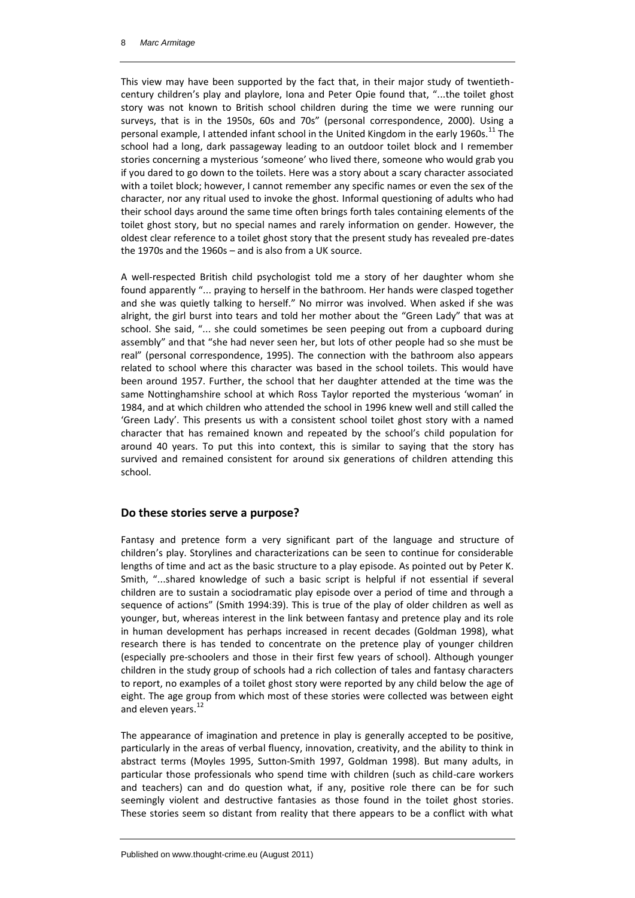This view may have been supported by the fact that, in their major study of twentieth-century children's play and playlore, Iona and Peter Opie found that, "...the toilet ghost story was not known to British school children during the time we were running our surveys, that is in the 1950s, 60s and 70s" (personal correspondence, 2000). Using a personal example, I attended infant school in the United Kingdom in the early 1960s.[11] The school had a long, dark passageway leading to an outdoor toilet block and I remember stories concerning a mysterious 'someone' who lived there, someone who would grab you if you dared to go down to the toilets. Here was a story about a scary character associated with a toilet block; however, I cannot remember any specific names or even the sex of the character, nor any ritual used to invoke the ghost. Informal questioning of adults who had their school days around the same time often brings forth tales containing elements of the toilet ghost story, but no special names and rarely information on gender. However, the oldest clear reference to a toilet ghost story that the present study has revealed pre-dates the 1970s and the 1960s – and is also from a UK source.

A well-respected British child psychologist told me a story of her daughter whom she found apparently "... praying to herself in the bathroom. Her hands were clasped together and she was quietly talking to herself." No mirror was involved. When asked if she was alright, the girl burst into tears and told her mother about the "Green Lady" that was at school. She said, "... she could sometimes be seen peeping out from a cupboard during assembly" and that "she had never seen her, but lots of other people had so she must be real" (personal correspondence, 1995). The connection with the bathroom also appears related to school where this character was based in the school toilets. This would have been around 1957. Further, the school that her daughter attended at the time was the same Nottinghamshire school at which Ross Taylor reported the mysterious 'woman' in 1984, and at which children who attended the school in 1996 knew well and still called the 'Green Lady'. This presents us with a consistent school toilet ghost story with a named character that has remained known and repeated by the school's child population for around 40 years. To put this into context, this is similar to saying that the story has survived and remained consistent for around six generations of children attending this school.

## Do these stories serve a purpose?

Fantasy and pretence form a very significant part of the language and structure of children's play. Storylines and characterizations can be seen to continue for considerable lengths of time and act as the basic structure to a play episode. As pointed out by Peter K. Smith, "...shared knowledge of such a basic script is helpful if not essential if several children are to sustain a sociodramatic play episode over a period of time and through a sequence of actions" (Smith 1994:39). This is true of the play of older children as well as younger, but, whereas interest in the link between fantasy and pretence play and its role in human development has perhaps increased in recent decades (Goldman 1998), what research there is has tended to concentrate on the pretence play of younger children (especially pre-schoolers and those in their first few years of school). Although younger children in the study group of schools had a rich collection of tales and fantasy characters to report, no examples of a toilet ghost story were reported by any child below the age of eight. The age group from which most of these stories were collected was between eight and eleven years.[12]

The appearance of imagination and pretence in play is generally accepted to be positive, particularly in the areas of verbal fluency, innovation, creativity, and the ability to think in abstract terms (Moyles 1995, Sutton-Smith 1997, Goldman 1998). But many adults, in particular those professionals who spend time with children (such as child-care workers and teachers) can and do question what, if any, positive role there can be for such seemingly violent and destructive fantasies as those found in the toilet ghost stories. These stories seem so distant from reality that there appears to be a conflict with what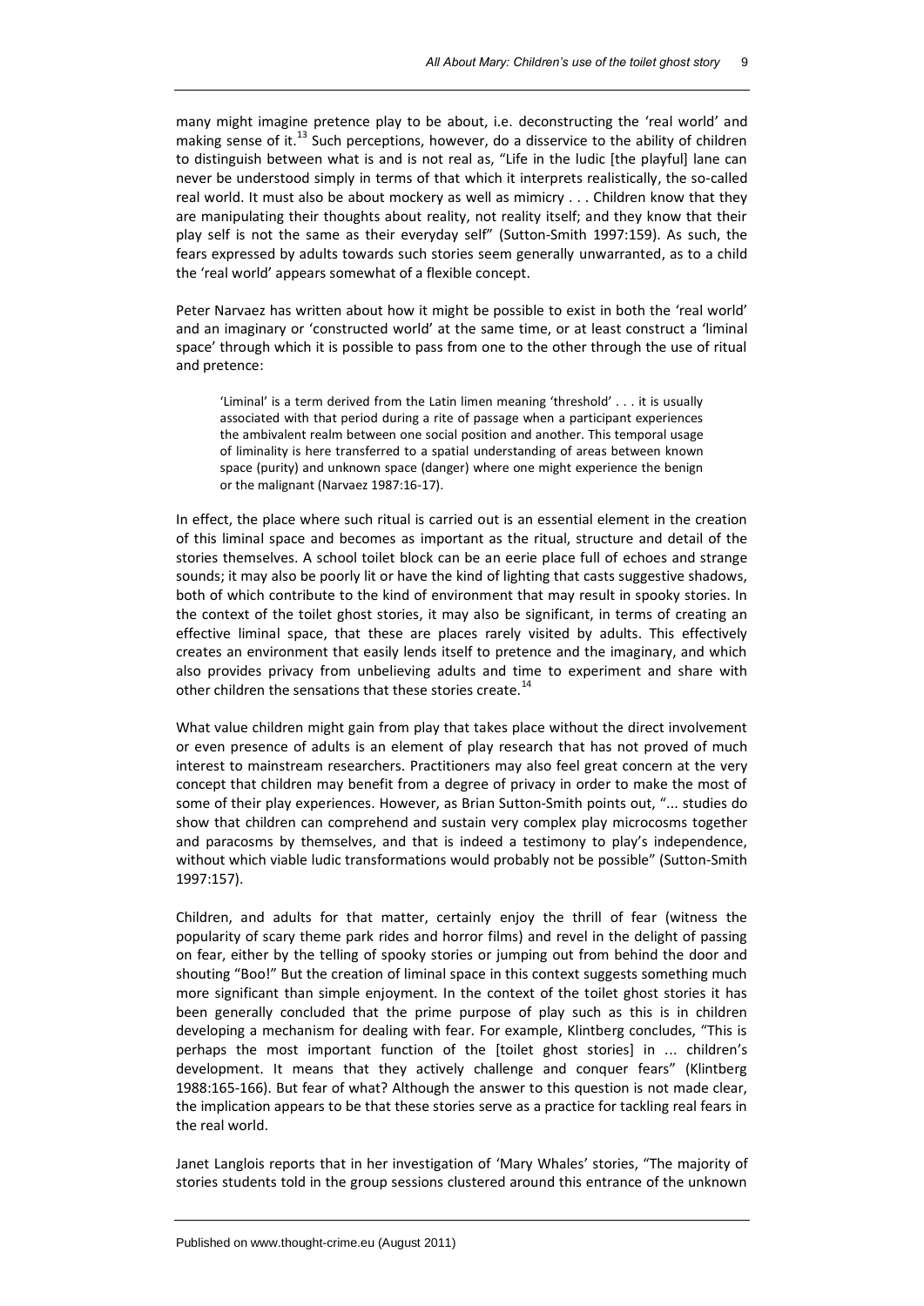many might imagine pretence play to be about, i.e. deconstructing the 'real world' and making sense of it.[13] Such perceptions, however, do a disservice to the ability of children to distinguish between what is and is not real as, "Life in the ludic [the playful] lane can never be understood simply in terms of that which it interprets realistically, the so-called real world. It must also be about mockery as well as mimicry . . . Children know that they are manipulating their thoughts about reality, not reality itself; and they know that their play self is not the same as their everyday self" (Sutton-Smith 1997:159). As such, the fears expressed by adults towards such stories seem generally unwarranted, as to a child the 'real world' appears somewhat of a flexible concept.

Peter Narvaez has written about how it might be possible to exist in both the 'real world' and an imaginary or 'constructed world' at the same time, or at least construct a 'liminal space' through which it is possible to pass from one to the other through the use of ritual and pretence:

> 'Liminal' is a term derived from the Latin limen meaning 'threshold' . . . it is usually associated with that period during a rite of passage when a participant experiences the ambivalent realm between one social position and another. This temporal usage of liminality is here transferred to a spatial understanding of areas between known space (purity) and unknown space (danger) where one might experience the benign or the malignant (Narvaez 1987:16-17).

In effect, the place where such ritual is carried out is an essential element in the creation of this liminal space and becomes as important as the ritual, structure and detail of the stories themselves. A school toilet block can be an eerie place full of echoes and strange sounds; it may also be poorly lit or have the kind of lighting that casts suggestive shadows, both of which contribute to the kind of environment that may result in spooky stories. In the context of the toilet ghost stories, it may also be significant, in terms of creating an effective liminal space, that these are places rarely visited by adults. This effectively creates an environment that easily lends itself to pretence and the imaginary, and which also provides privacy from unbelieving adults and time to experiment and share with other children the sensations that these stories create.[14]

What value children might gain from play that takes place without the direct involvement or even presence of adults is an element of play research that has not proved of much interest to mainstream researchers. Practitioners may also feel great concern at the very concept that children may benefit from a degree of privacy in order to make the most of some of their play experiences. However, as Brian Sutton-Smith points out, "... studies do show that children can comprehend and sustain very complex play microcosms together and paracosms by themselves, and that is indeed a testimony to play's independence, without which viable ludic transformations would probably not be possible" (Sutton-Smith 1997:157).

Children, and adults for that matter, certainly enjoy the thrill of fear (witness the popularity of scary theme park rides and horror films) and revel in the delight of passing on fear, either by the telling of spooky stories or jumping out from behind the door and shouting "Boo!" But the creation of liminal space in this context suggests something much more significant than simple enjoyment. In the context of the toilet ghost stories it has been generally concluded that the prime purpose of play such as this is in children developing a mechanism for dealing with fear. For example, Klintberg concludes, "This is perhaps the most important function of the [toilet ghost stories] in ... children's development. It means that they actively challenge and conquer fears" (Klintberg 1988:165-166). But fear of what? Although the answer to this question is not made clear, the implication appears to be that these stories serve as a practice for tackling real fears in the real world.

Janet Langlois reports that in her investigation of 'Mary Whales' stories, "The majority of stories students told in the group sessions clustered around this entrance of the unknown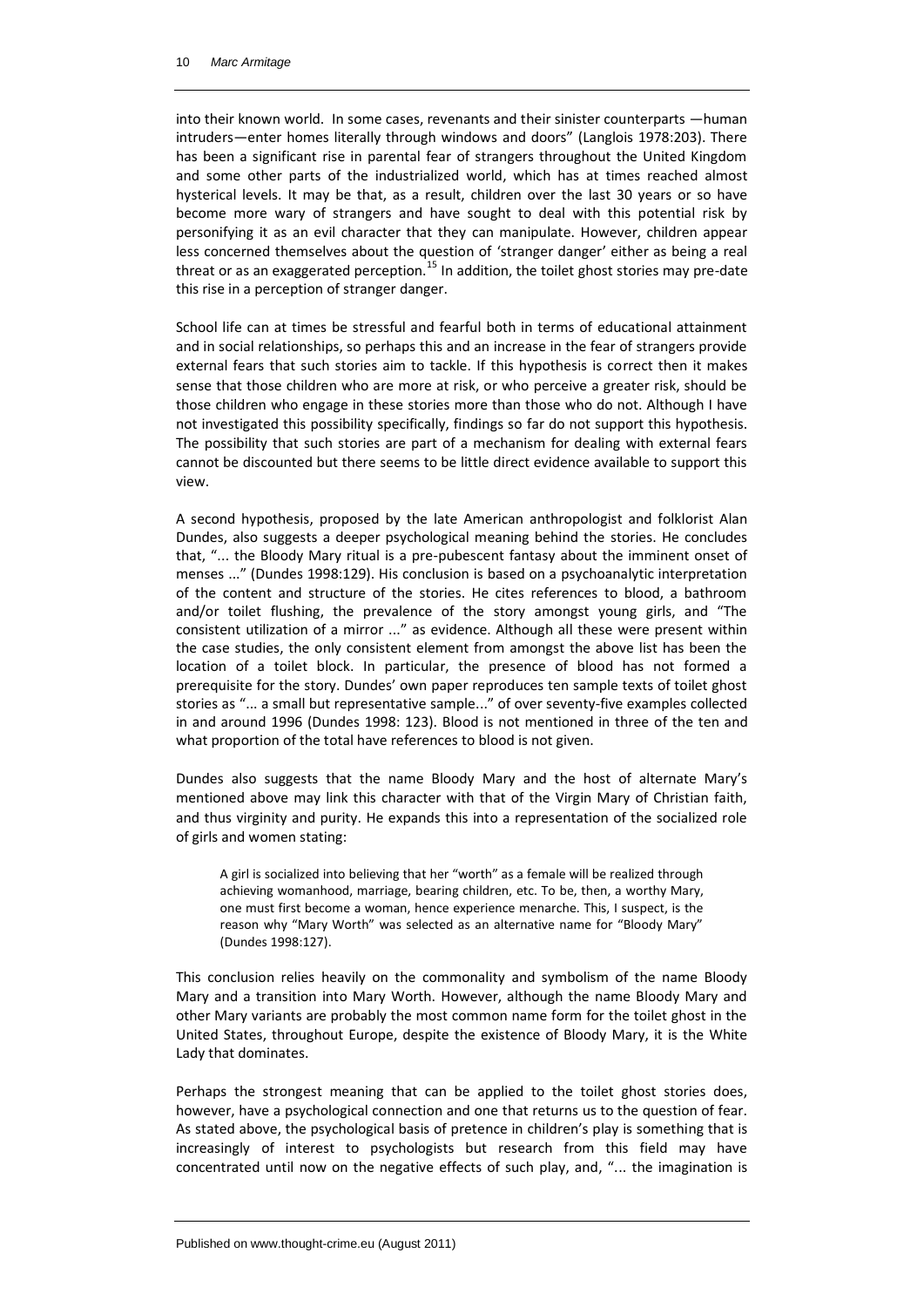into their known world. In some cases, revenants and their sinister counterparts —human intruders—enter homes literally through windows and doors" (Langlois 1978:203). There has been a significant rise in parental fear of strangers throughout the United Kingdom and some other parts of the industrialized world, which has at times reached almost hysterical levels. It may be that, as a result, children over the last 30 years or so have become more wary of strangers and have sought to deal with this potential risk by personifying it as an evil character that they can manipulate. However, children appear less concerned themselves about the question of 'stranger danger' either as being a real threat or as an exaggerated perception.[15] In addition, the toilet ghost stories may pre-date this rise in a perception of stranger danger.

School life can at times be stressful and fearful both in terms of educational attainment and in social relationships, so perhaps this and an increase in the fear of strangers provide external fears that such stories aim to tackle. If this hypothesis is correct then it makes sense that those children who are more at risk, or who perceive a greater risk, should be those children who engage in these stories more than those who do not. Although I have not investigated this possibility specifically, findings so far do not support this hypothesis. The possibility that such stories are part of a mechanism for dealing with external fears cannot be discounted but there seems to be little direct evidence available to support this view.

A second hypothesis, proposed by the late American anthropologist and folklorist Alan Dundes, also suggests a deeper psychological meaning behind the stories. He concludes that, "... the Bloody Mary ritual is a pre-pubescent fantasy about the imminent onset of menses ..." (Dundes 1998:129). His conclusion is based on a psychoanalytic interpretation of the content and structure of the stories. He cites references to blood, a bathroom and/or toilet flushing, the prevalence of the story amongst young girls, and "The consistent utilization of a mirror ..." as evidence. Although all these were present within the case studies, the only consistent element from amongst the above list has been the location of a toilet block. In particular, the presence of blood has not formed a prerequisite for the story. Dundes' own paper reproduces ten sample texts of toilet ghost stories as "... a small but representative sample..." of over seventy-five examples collected in and around 1996 (Dundes 1998: 123). Blood is not mentioned in three of the ten and what proportion of the total have references to blood is not given.

Dundes also suggests that the name Bloody Mary and the host of alternate Mary's mentioned above may link this character with that of the Virgin Mary of Christian faith, and thus virginity and purity. He expands this into a representation of the socialized role of girls and women stating:

> A girl is socialized into believing that her "worth" as a female will be realized through achieving womanhood, marriage, bearing children, etc. To be, then, a worthy Mary, one must first become a woman, hence experience menarche. This, I suspect, is the reason why "Mary Worth" was selected as an alternative name for "Bloody Mary" (Dundes 1998:127).

This conclusion relies heavily on the commonality and symbolism of the name Bloody Mary and a transition into Mary Worth. However, although the name Bloody Mary and other Mary variants are probably the most common name form for the toilet ghost in the United States, throughout Europe, despite the existence of Bloody Mary, it is the White Lady that dominates.

Perhaps the strongest meaning that can be applied to the toilet ghost stories does, however, have a psychological connection and one that returns us to the question of fear. As stated above, the psychological basis of pretence in children's play is something that is increasingly of interest to psychologists but research from this field may have concentrated until now on the negative effects of such play, and, "... the imagination is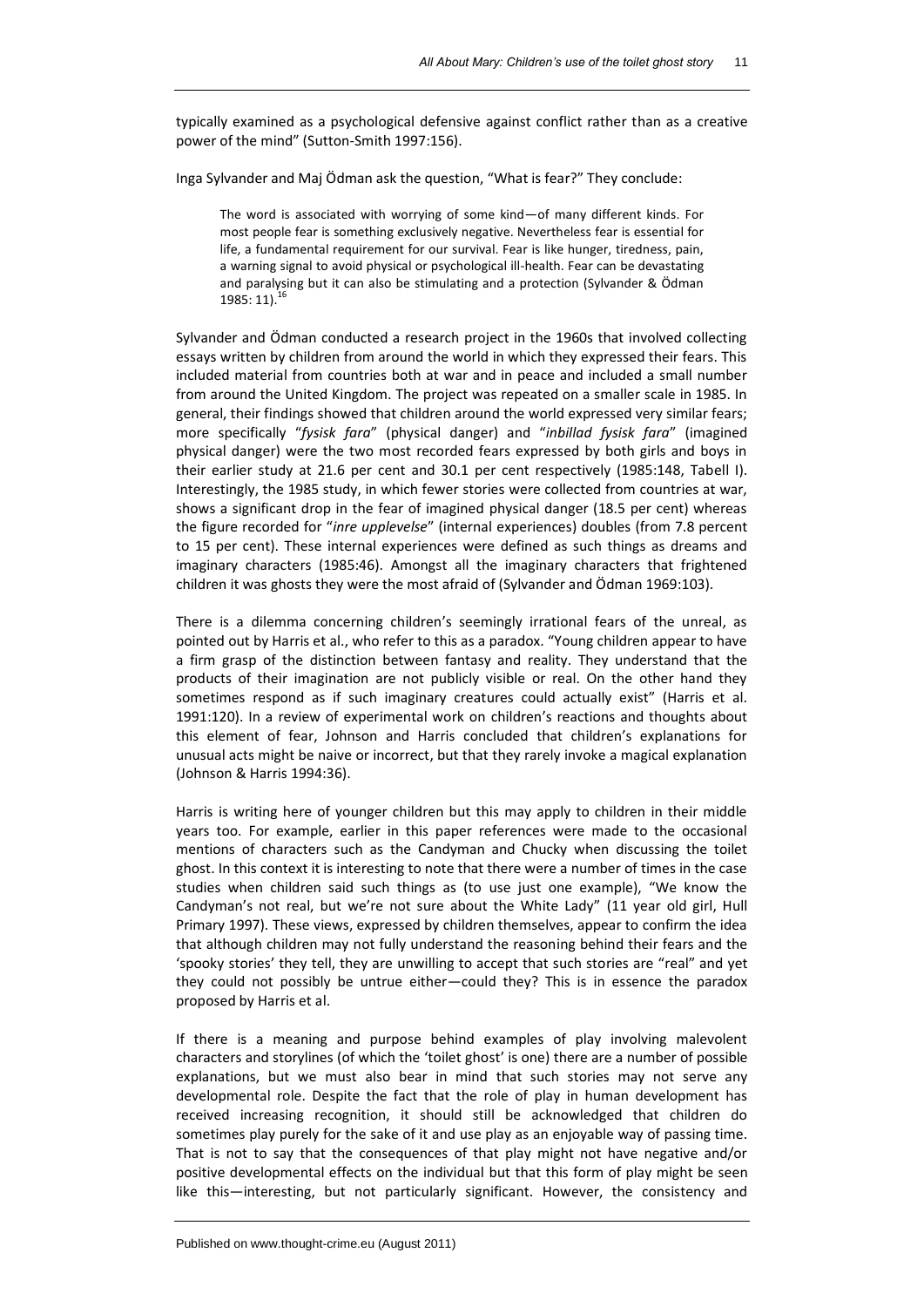typically examined as a psychological defensive against conflict rather than as a creative power of the mind" (Sutton-Smith 1997:156).

Inga Sylvander and Maj Ödman ask the question, "What is fear?" They conclude:

> The word is associated with worrying of some kind—of many different kinds. For most people fear is something exclusively negative. Nevertheless fear is essential for life, a fundamental requirement for our survival. Fear is like hunger, tiredness, pain, a warning signal to avoid physical or psychological ill-health. Fear can be devastating and paralysing but it can also be stimulating and a protection (Sylvander & Ödman 1985: 11).[16]

Sylvander and Ödman conducted a research project in the 1960s that involved collecting essays written by children from around the world in which they expressed their fears. This included material from countries both at war and in peace and included a small number from around the United Kingdom. The project was repeated on a smaller scale in 1985. In general, their findings showed that children around the world expressed very similar fears; more specifically "*fysisk fara*" (physical danger) and "*inbillad fysisk fara*" (imagined physical danger) were the two most recorded fears expressed by both girls and boys in their earlier study at 21.6 per cent and 30.1 per cent respectively (1985:148, Tabell I). Interestingly, the 1985 study, in which fewer stories were collected from countries at war, shows a significant drop in the fear of imagined physical danger (18.5 per cent) whereas the figure recorded for "*inre upplevelse*" (internal experiences) doubles (from 7.8 percent to 15 per cent). These internal experiences were defined as such things as dreams and imaginary characters (1985:46). Amongst all the imaginary characters that frightened children it was ghosts they were the most afraid of (Sylvander and Ödman 1969:103).

There is a dilemma concerning children's seemingly irrational fears of the unreal, as pointed out by Harris et al., who refer to this as a paradox. "Young children appear to have a firm grasp of the distinction between fantasy and reality. They understand that the products of their imagination are not publicly visible or real. On the other hand they sometimes respond as if such imaginary creatures could actually exist" (Harris et al. 1991:120). In a review of experimental work on children's reactions and thoughts about this element of fear, Johnson and Harris concluded that children's explanations for unusual acts might be naive or incorrect, but that they rarely invoke a magical explanation (Johnson & Harris 1994:36).

Harris is writing here of younger children but this may apply to children in their middle years too. For example, earlier in this paper references were made to the occasional mentions of characters such as the Candyman and Chucky when discussing the toilet ghost. In this context it is interesting to note that there were a number of times in the case studies when children said such things as (to use just one example), "We know the Candyman's not real, but we're not sure about the White Lady" (11 year old girl, Hull Primary 1997). These views, expressed by children themselves, appear to confirm the idea that although children may not fully understand the reasoning behind their fears and the 'spooky stories' they tell, they are unwilling to accept that such stories are "real" and yet they could not possibly be untrue either—could they? This is in essence the paradox proposed by Harris et al.

If there is a meaning and purpose behind examples of play involving malevolent characters and storylines (of which the 'toilet ghost' is one) there are a number of possible explanations, but we must also bear in mind that such stories may not serve any developmental role. Despite the fact that the role of play in human development has received increasing recognition, it should still be acknowledged that children do sometimes play purely for the sake of it and use play as an enjoyable way of passing time. That is not to say that the consequences of that play might not have negative and/or positive developmental effects on the individual but that this form of play might be seen like this—interesting, but not particularly significant. However, the consistency and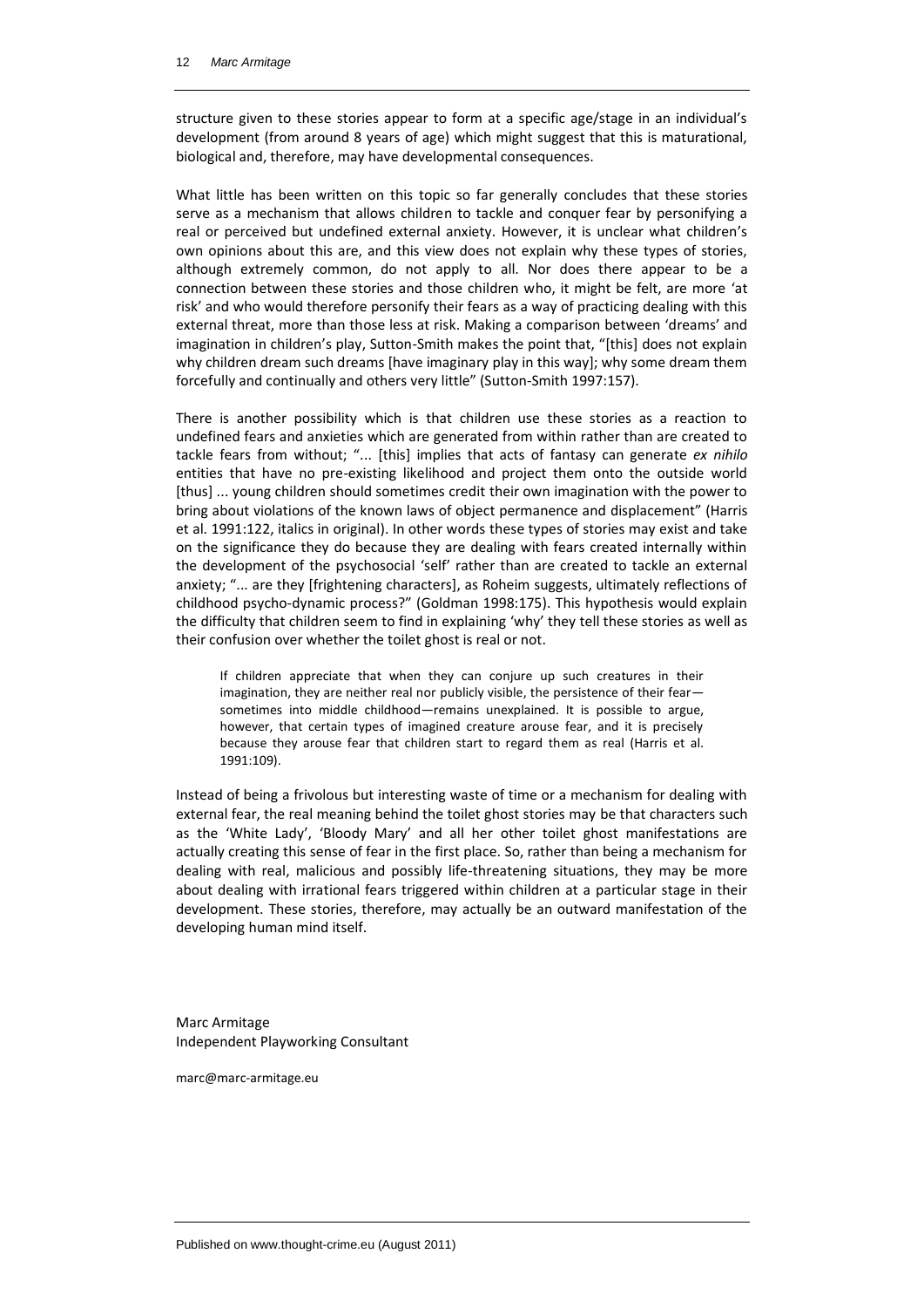structure given to these stories appear to form at a specific age/stage in an individual's development (from around 8 years of age) which might suggest that this is maturational, biological and, therefore, may have developmental consequences.

What little has been written on this topic so far generally concludes that these stories serve as a mechanism that allows children to tackle and conquer fear by personifying a real or perceived but undefined external anxiety. However, it is unclear what children's own opinions about this are, and this view does not explain why these types of stories, although extremely common, do not apply to all. Nor does there appear to be a connection between these stories and those children who, it might be felt, are more 'at risk' and who would therefore personify their fears as a way of practicing dealing with this external threat, more than those less at risk. Making a comparison between 'dreams' and imagination in children's play, Sutton-Smith makes the point that, "[this] does not explain why children dream such dreams [have imaginary play in this way]; why some dream them forcefully and continually and others very little" (Sutton-Smith 1997:157).

There is another possibility which is that children use these stories as a reaction to undefined fears and anxieties which are generated from within rather than are created to tackle fears from without; "... [this] implies that acts of fantasy can generate *ex nihilo* entities that have no pre-existing likelihood and project them onto the outside world [thus] ... young children should sometimes credit their own imagination with the power to bring about violations of the known laws of object permanence and displacement" (Harris et al. 1991:122, italics in original). In other words these types of stories may exist and take on the significance they do because they are dealing with fears created internally within the development of the psychosocial 'self' rather than are created to tackle an external anxiety; "... are they [frightening characters], as Roheim suggests, ultimately reflections of childhood psycho-dynamic process?" (Goldman 1998:175). This hypothesis would explain the difficulty that children seem to find in explaining 'why' they tell these stories as well as their confusion over whether the toilet ghost is real or not.

> If children appreciate that when they can conjure up such creatures in their imagination, they are neither real nor publicly visible, the persistence of their fear—sometimes into middle childhood—remains unexplained. It is possible to argue, however, that certain types of imagined creature arouse fear, and it is precisely because they arouse fear that children start to regard them as real (Harris et al. 1991:109).

Instead of being a frivolous but interesting waste of time or a mechanism for dealing with external fear, the real meaning behind the toilet ghost stories may be that characters such as the 'White Lady', 'Bloody Mary' and all her other toilet ghost manifestations are actually creating this sense of fear in the first place. So, rather than being a mechanism for dealing with real, malicious and possibly life-threatening situations, they may be more about dealing with irrational fears triggered within children at a particular stage in their development. These stories, therefore, may actually be an outward manifestation of the developing human mind itself.

Marc Armitage
Independent Playworking Consultant

marc@marc-armitage.eu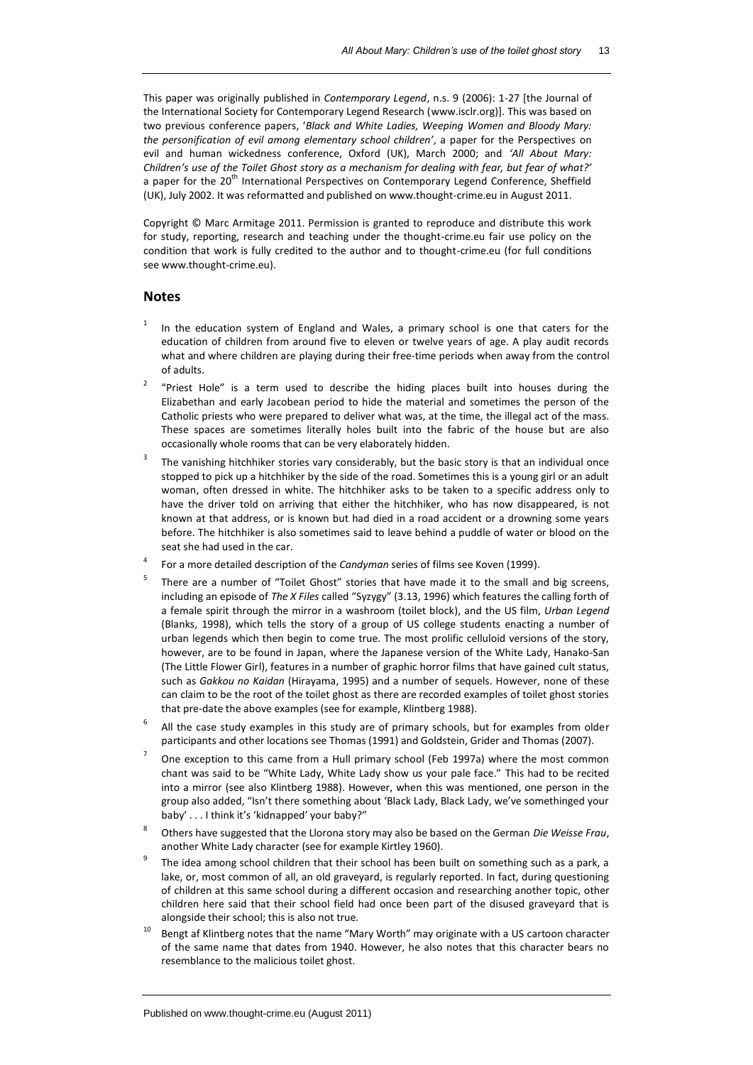This paper was originally published in *Contemporary Legend*, n.s. 9 (2006): 1-27 [the Journal of the International Society for Contemporary Legend Research (www.isclr.org)]. This was based on two previous conference papers, '*Black and White Ladies, Weeping Women and Bloody Mary: the personification of evil among elementary school children*', a paper for the Perspectives on evil and human wickedness conference, Oxford (UK), March 2000; and *'All About Mary: Children's use of the Toilet Ghost story as a mechanism for dealing with fear, but fear of what?'* a paper for the 20th International Perspectives on Contemporary Legend Conference, Sheffield (UK), July 2002. It was reformatted and published on www.thought-crime.eu in August 2011.

Copyright © Marc Armitage 2011. Permission is granted to reproduce and distribute this work for study, reporting, research and teaching under the thought-crime.eu fair use policy on the condition that work is fully credited to the author and to thought-crime.eu (for full conditions see www.thought-crime.eu).

## Notes

1. In the education system of England and Wales, a primary school is one that caters for the education of children from around five to eleven or twelve years of age. A play audit records what and where children are playing during their free-time periods when away from the control of adults.

2. "Priest Hole" is a term used to describe the hiding places built into houses during the Elizabethan and early Jacobean period to hide the material and sometimes the person of the Catholic priests who were prepared to deliver what was, at the time, the illegal act of the mass. These spaces are sometimes literally holes built into the fabric of the house but are also occasionally whole rooms that can be very elaborately hidden.

3. The vanishing hitchhiker stories vary considerably, but the basic story is that an individual once stopped to pick up a hitchhiker by the side of the road. Sometimes this is a young girl or an adult woman, often dressed in white. The hitchhiker asks to be taken to a specific address only to have the driver told on arriving that either the hitchhiker, who has now disappeared, is not known at that address, or is known but had died in a road accident or a drowning some years before. The hitchhiker is also sometimes said to leave behind a puddle of water or blood on the seat she had used in the car.

4. For a more detailed description of the *Candyman* series of films see Koven (1999).

5. There are a number of "Toilet Ghost" stories that have made it to the small and big screens, including an episode of *The X Files* called "Syzygy" (3.13, 1996) which features the calling forth of a female spirit through the mirror in a washroom (toilet block), and the US film, *Urban Legend* (Blanks, 1998), which tells the story of a group of US college students enacting a number of urban legends which then begin to come true. The most prolific celluloid versions of the story, however, are to be found in Japan, where the Japanese version of the White Lady, Hanako-San (The Little Flower Girl), features in a number of graphic horror films that have gained cult status, such as *Gakkou no Kaidan* (Hirayama, 1995) and a number of sequels. However, none of these can claim to be the root of the toilet ghost as there are recorded examples of toilet ghost stories that pre-date the above examples (see for example, Klintberg 1988).

6. All the case study examples in this study are of primary schools, but for examples from older participants and other locations see Thomas (1991) and Goldstein, Grider and Thomas (2007).

7. One exception to this came from a Hull primary school (Feb 1997a) where the most common chant was said to be "White Lady, White Lady show us your pale face." This had to be recited into a mirror (see also Klintberg 1988). However, when this was mentioned, one person in the group also added, "Isn't there something about 'Black Lady, Black Lady, we've somethinged your baby' . . . I think it's 'kidnapped' your baby?"

8. Others have suggested that the Llorona story may also be based on the German *Die Weisse Frau*, another White Lady character (see for example Kirtley 1960).

9. The idea among school children that their school has been built on something such as a park, a lake, or, most common of all, an old graveyard, is regularly reported. In fact, during questioning of children at this same school during a different occasion and researching another topic, other children here said that their school field had once been part of the disused graveyard that is alongside their school; this is also not true.

10. Bengt af Klintberg notes that the name "Mary Worth" may originate with a US cartoon character of the same name that dates from 1940. However, he also notes that this character bears no resemblance to the malicious toilet ghost.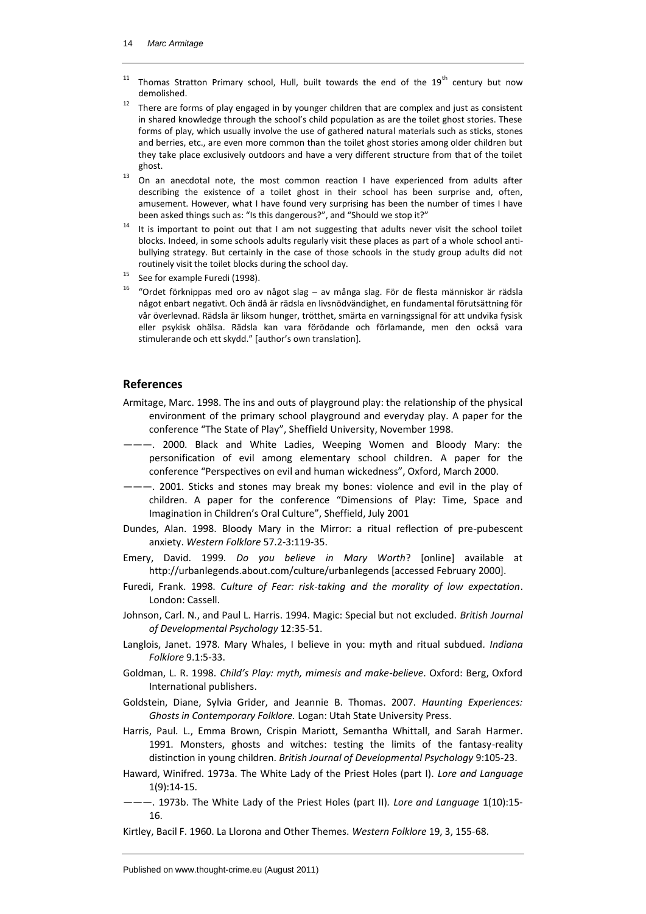[11] Thomas Stratton Primary school, Hull, built towards the end of the 19th century but now demolished.

[12] There are forms of play engaged in by younger children that are complex and just as consistent in shared knowledge through the school's child population as are the toilet ghost stories. These forms of play, which usually involve the use of gathered natural materials such as sticks, stones and berries, etc., are even more common than the toilet ghost stories among older children but they take place exclusively outdoors and have a very different structure from that of the toilet ghost.

[13] On an anecdotal note, the most common reaction I have experienced from adults after describing the existence of a toilet ghost in their school has been surprise and, often, amusement. However, what I have found very surprising has been the number of times I have been asked things such as: "Is this dangerous?", and "Should we stop it?"

[14] It is important to point out that I am not suggesting that adults never visit the school toilet blocks. Indeed, in some schools adults regularly visit these places as part of a whole school anti-bullying strategy. But certainly in the case of those schools in the study group adults did not routinely visit the toilet blocks during the school day.

[15] See for example Furedi (1998).

[16] "Ordet förknippas med oro av något slag – av många slag. För de flesta människor är rädsla något enbart negativt. Och ändå är rädsla en livsnödvändighet, en fundamental förutsättning för vår överlevnad. Rädsla är liksom hunger, trötthet, smärta en varningssignal för att undvika fysisk eller psykisk ohälsa. Rädsla kan vara förödande och förlamande, men den också vara stimulerande och ett skydd." [author's own translation].

## References

Armitage, Marc. 1998. The ins and outs of playground play: the relationship of the physical environment of the primary school playground and everyday play. A paper for the conference "The State of Play", Sheffield University, November 1998.

———. 2000. Black and White Ladies, Weeping Women and Bloody Mary: the personification of evil among elementary school children. A paper for the conference "Perspectives on evil and human wickedness", Oxford, March 2000.

———. 2001. Sticks and stones may break my bones: violence and evil in the play of children. A paper for the conference "Dimensions of Play: Time, Space and Imagination in Children's Oral Culture", Sheffield, July 2001

Dundes, Alan. 1998. Bloody Mary in the Mirror: a ritual reflection of pre-pubescent anxiety. *Western Folklore* 57.2-3:119-35.

Emery, David. 1999. *Do you believe in Mary Worth*? [online] available at http://urbanlegends.about.com/culture/urbanlegends [accessed February 2000].

Furedi, Frank. 1998. *Culture of Fear: risk-taking and the morality of low expectation*. London: Cassell.

Johnson, Carl. N., and Paul L. Harris. 1994. Magic: Special but not excluded. *British Journal of Developmental Psychology* 12:35-51.

Langlois, Janet. 1978. Mary Whales, I believe in you: myth and ritual subdued. *Indiana Folklore* 9.1:5-33.

Goldman, L. R. 1998. *Child's Play: myth, mimesis and make-believe*. Oxford: Berg, Oxford International publishers.

Goldstein, Diane, Sylvia Grider, and Jeannie B. Thomas. 2007. *Haunting Experiences: Ghosts in Contemporary Folklore.* Logan: Utah State University Press.

Harris, Paul. L., Emma Brown, Crispin Mariott, Semantha Whittall, and Sarah Harmer. 1991. Monsters, ghosts and witches: testing the limits of the fantasy-reality distinction in young children. *British Journal of Developmental Psychology* 9:105-23.

Haward, Winifred. 1973a. The White Lady of the Priest Holes (part I). *Lore and Language* 1(9):14-15.

———. 1973b. The White Lady of the Priest Holes (part II). *Lore and Language* 1(10):15-16.

Kirtley, Bacil F. 1960. La Llorona and Other Themes. *Western Folklore* 19, 3, 155-68.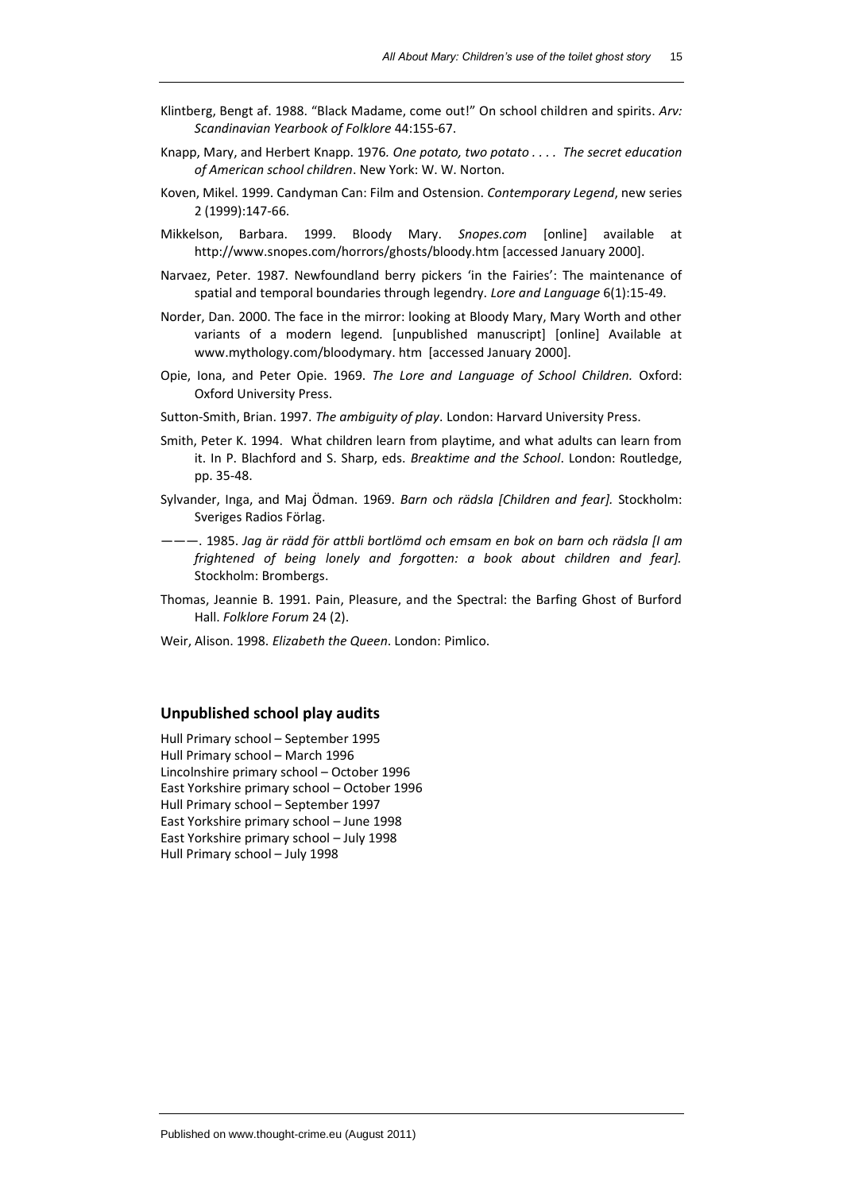Klintberg, Bengt af. 1988. "Black Madame, come out!" On school children and spirits. *Arv: Scandinavian Yearbook of Folklore* 44:155-67.

Knapp, Mary, and Herbert Knapp. 1976. *One potato, two potato . . . . The secret education of American school children*. New York: W. W. Norton.

Koven, Mikel. 1999. Candyman Can: Film and Ostension. *Contemporary Legend*, new series 2 (1999):147-66.

Mikkelson, Barbara. 1999. Bloody Mary. *Snopes.com* [online] available at http://www.snopes.com/horrors/ghosts/bloody.htm [accessed January 2000].

Narvaez, Peter. 1987. Newfoundland berry pickers 'in the Fairies': The maintenance of spatial and temporal boundaries through legendry. *Lore and Language* 6(1):15-49.

Norder, Dan. 2000. The face in the mirror: looking at Bloody Mary, Mary Worth and other variants of a modern legend. [unpublished manuscript] [online] Available at www.mythology.com/bloodymary. htm [accessed January 2000].

Opie, Iona, and Peter Opie. 1969. *The Lore and Language of School Children.* Oxford: Oxford University Press.

Sutton-Smith, Brian. 1997. *The ambiguity of play*. London: Harvard University Press.

Smith, Peter K. 1994. What children learn from playtime, and what adults can learn from it. In P. Blachford and S. Sharp, eds. *Breaktime and the School*. London: Routledge, pp. 35-48.

Sylvander, Inga, and Maj Ödman. 1969. *Barn och rädsla [Children and fear].* Stockholm: Sveriges Radios Förlag.

———. 1985. *Jag är rädd för attbli bortlömd och emsam en bok on barn och rädsla [I am frightened of being lonely and forgotten: a book about children and fear].* Stockholm: Brombergs.

Thomas, Jeannie B. 1991. Pain, Pleasure, and the Spectral: the Barfing Ghost of Burford Hall. *Folklore Forum* 24 (2).

Weir, Alison. 1998. *Elizabeth the Queen*. London: Pimlico.

## Unpublished school play audits

Hull Primary school – September 1995
Hull Primary school – March 1996
Lincolnshire primary school – October 1996
East Yorkshire primary school – October 1996
Hull Primary school – September 1997
East Yorkshire primary school – June 1998
East Yorkshire primary school – July 1998
Hull Primary school – July 1998

Published on www.thought-crime.eu (August 2011)